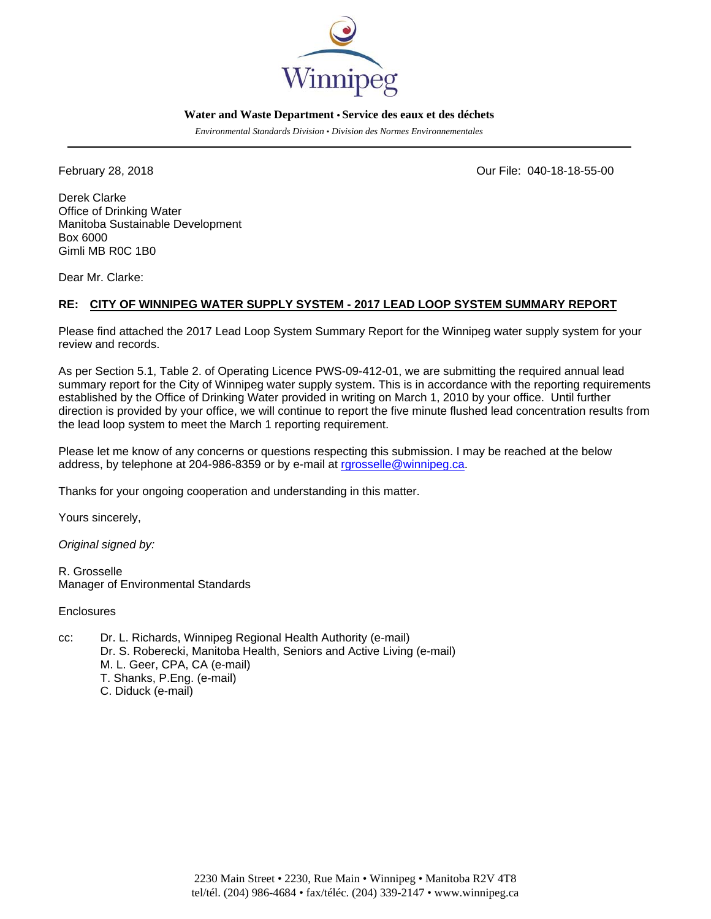Winnipeg

**Water and Waste Department • Service des eaux et des déchets**

*Environmental Standards Division • Division des Normes Environnementales*

---

February 28, 2018

Our File: 040-18-18-55-00

Derek Clarke
Office of Drinking Water
Manitoba Sustainable Development
Box 6000
Gimli MB R0C 1B0

Dear Mr. Clarke:

**RE: CITY OF WINNIPEG WATER SUPPLY SYSTEM - 2017 LEAD LOOP SYSTEM SUMMARY REPORT**

Please find attached the 2017 Lead Loop System Summary Report for the Winnipeg water supply system for your review and records.

As per Section 5.1, Table 2. of Operating Licence PWS-09-412-01, we are submitting the required annual lead summary report for the City of Winnipeg water supply system. This is in accordance with the reporting requirements established by the Office of Drinking Water provided in writing on March 1, 2010 by your office. Until further direction is provided by your office, we will continue to report the five minute flushed lead concentration results from the lead loop system to meet the March 1 reporting requirement.

Please let me know of any concerns or questions respecting this submission. I may be reached at the below address, by telephone at 204-986-8359 or by e-mail at rgrosselle@winnipeg.ca.

Thanks for your ongoing cooperation and understanding in this matter.

Yours sincerely,

*Original signed by:*

R. Grosselle
Manager of Environmental Standards

Enclosures

cc: Dr. L. Richards, Winnipeg Regional Health Authority (e-mail)
Dr. S. Roberecki, Manitoba Health, Seniors and Active Living (e-mail)
M. L. Geer, CPA, CA (e-mail)
T. Shanks, P.Eng. (e-mail)
C. Diduck (e-mail)

2230 Main Street • 2230, Rue Main • Winnipeg • Manitoba R2V 4T8
tel/tél. (204) 986-4684 • fax/téléc. (204) 339-2147 • www.winnipeg.ca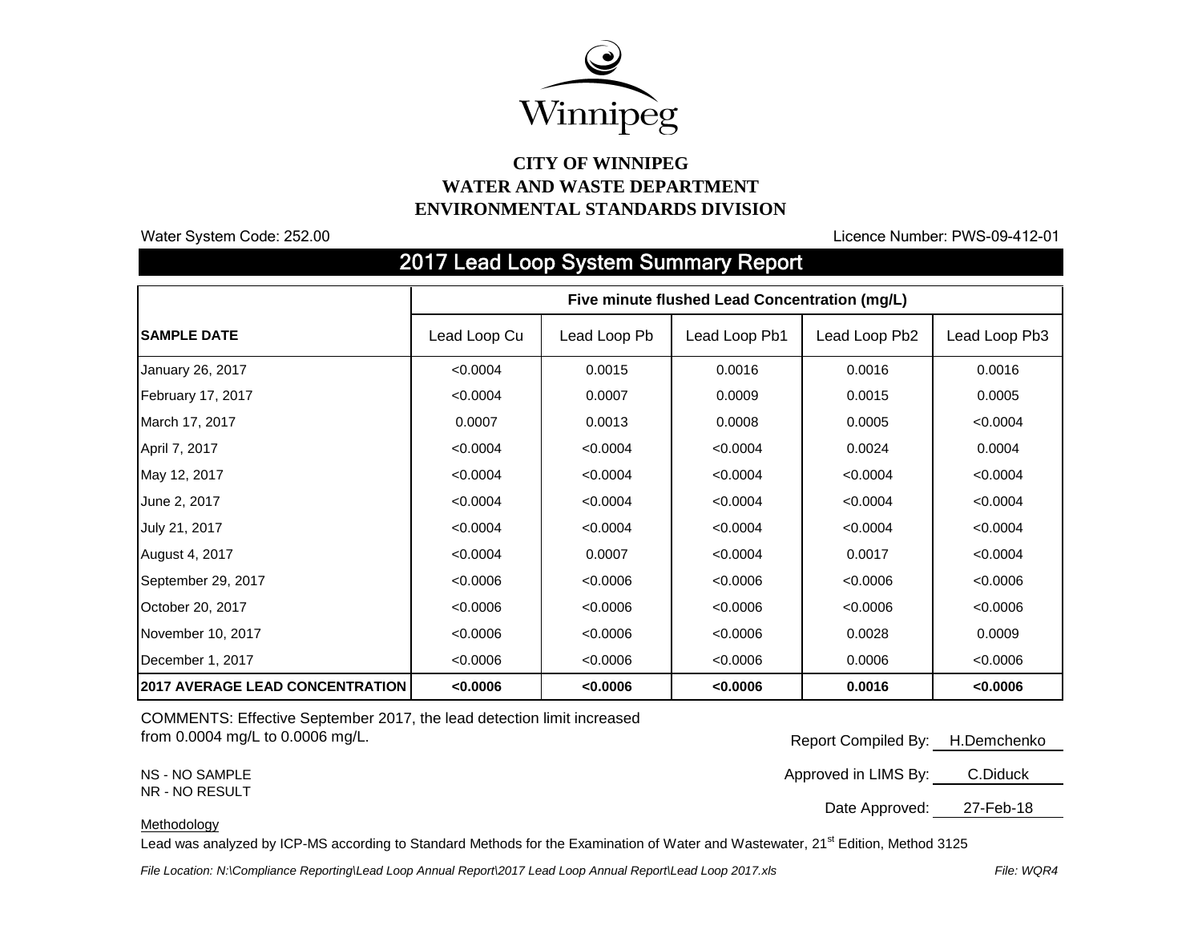Winnipeg

**CITY OF WINNIPEG**
**WATER AND WASTE DEPARTMENT**
**ENVIRONMENTAL STANDARDS DIVISION**

Water System Code: 252.00

Licence Number: PWS-09-412-01

# 2017 Lead Loop System Summary Report

| | Five minute flushed Lead Concentration (mg/L) | | | | |
|---|---|---|---|---|---|
| **SAMPLE DATE** | Lead Loop Cu | Lead Loop Pb | Lead Loop Pb1 | Lead Loop Pb2 | Lead Loop Pb3 |
| January 26, 2017 | <0.0004 | 0.0015 | 0.0016 | 0.0016 | 0.0016 |
| February 17, 2017 | <0.0004 | 0.0007 | 0.0009 | 0.0015 | 0.0005 |
| March 17, 2017 | 0.0007 | 0.0013 | 0.0008 | 0.0005 | <0.0004 |
| April 7, 2017 | <0.0004 | <0.0004 | <0.0004 | 0.0024 | 0.0004 |
| May 12, 2017 | <0.0004 | <0.0004 | <0.0004 | <0.0004 | <0.0004 |
| June 2, 2017 | <0.0004 | <0.0004 | <0.0004 | <0.0004 | <0.0004 |
| July 21, 2017 | <0.0004 | <0.0004 | <0.0004 | <0.0004 | <0.0004 |
| August 4, 2017 | <0.0004 | 0.0007 | <0.0004 | 0.0017 | <0.0004 |
| September 29, 2017 | <0.0006 | <0.0006 | <0.0006 | <0.0006 | <0.0006 |
| October 20, 2017 | <0.0006 | <0.0006 | <0.0006 | <0.0006 | <0.0006 |
| November 10, 2017 | <0.0006 | <0.0006 | <0.0006 | 0.0028 | 0.0009 |
| December 1, 2017 | <0.0006 | <0.0006 | <0.0006 | 0.0006 | <0.0006 |
| **2017 AVERAGE LEAD CONCENTRATION** | **<0.0006** | **<0.0006** | **<0.0006** | **0.0016** | **<0.0006** |

COMMENTS: Effective September 2017, the lead detection limit increased from 0.0004 mg/L to 0.0006 mg/L.

Report Compiled By: H.Demchenko

NS - NO SAMPLE
NR - NO RESULT

Approved in LIMS By: C.Diduck

Date Approved: 27-Feb-18

Methodology

Lead was analyzed by ICP-MS according to Standard Methods for the Examination of Water and Wastewater, 21st Edition, Method 3125

*File Location: N:\Compliance Reporting\Lead Loop Annual Report\2017 Lead Loop Annual Report\Lead Loop 2017.xls*

*File: WQR4*